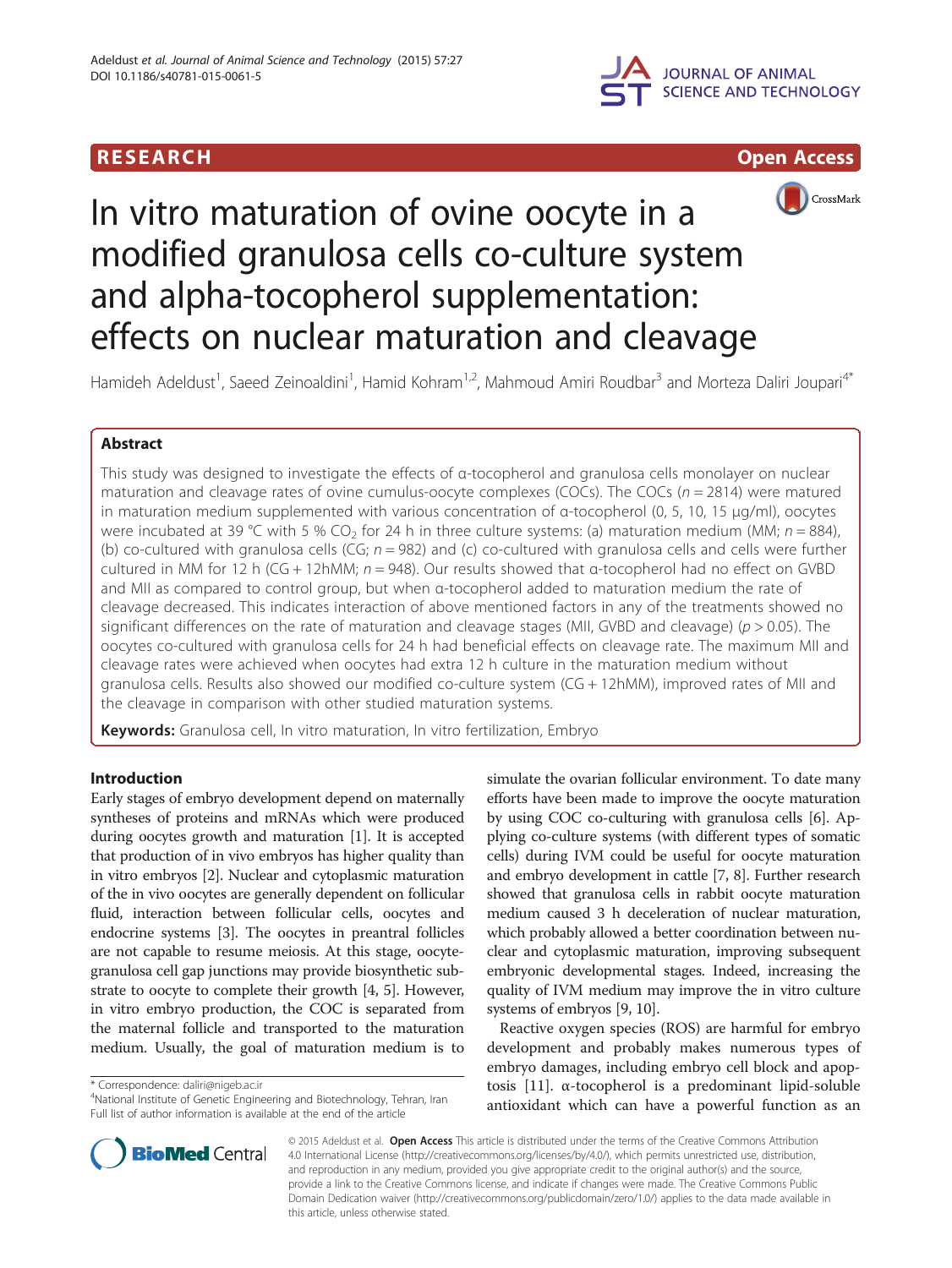RESEARCH Open Access

# In vitro maturation of ovine oocyte in a modified granulosa cells co-culture system and alpha-tocopherol supplementation: effects on nuclear maturation and cleavage

Hamideh Adeldust[1], Saeed Zeinoaldini[1], Hamid Kohram[1,2], Mahmoud Amiri Roudbar[3] and Morteza Daliri Joupari[4*]

## Abstract

This study was designed to investigate the effects of α-tocopherol and granulosa cells monolayer on nuclear maturation and cleavage rates of ovine cumulus-oocyte complexes (COCs). The COCs ($n = 2814$) were matured in maturation medium supplemented with various concentration of α-tocopherol (0, 5, 10, 15 μg/ml), oocytes were incubated at 39 °C with 5 % $CO_2$ for 24 h in three culture systems: (a) maturation medium (MM; $n = 884$), (b) co-cultured with granulosa cells (CG; $n = 982$) and (c) co-cultured with granulosa cells and cells were further cultured in MM for 12 h (CG + 12hMM; $n = 948$). Our results showed that α-tocopherol had no effect on GVBD and MII as compared to control group, but when α-tocopherol added to maturation medium the rate of cleavage decreased. This indicates interaction of above mentioned factors in any of the treatments showed no significant differences on the rate of maturation and cleavage stages (MII, GVBD and cleavage) ($p > 0.05$). The oocytes co-cultured with granulosa cells for 24 h had beneficial effects on cleavage rate. The maximum MII and cleavage rates were achieved when oocytes had extra 12 h culture in the maturation medium without granulosa cells. Results also showed our modified co-culture system (CG + 12hMM), improved rates of MII and the cleavage in comparison with other studied maturation systems.

**Keywords:** Granulosa cell, In vitro maturation, In vitro fertilization, Embryo

## Introduction

Early stages of embryo development depend on maternally syntheses of proteins and mRNAs which were produced during oocytes growth and maturation [1]. It is accepted that production of in vivo embryos has higher quality than in vitro embryos [2]. Nuclear and cytoplasmic maturation of the in vivo oocytes are generally dependent on follicular fluid, interaction between follicular cells, oocytes and endocrine systems [3]. The oocytes in preantral follicles are not capable to resume meiosis. At this stage, oocyte-granulosa cell gap junctions may provide biosynthetic substrate to oocyte to complete their growth [4, 5]. However, in vitro embryo production, the COC is separated from the maternal follicle and transported to the maturation medium. Usually, the goal of maturation medium is to simulate the ovarian follicular environment. To date many efforts have been made to improve the oocyte maturation by using COC co-culturing with granulosa cells [6]. Applying co-culture systems (with different types of somatic cells) during IVM could be useful for oocyte maturation and embryo development in cattle [7, 8]. Further research showed that granulosa cells in rabbit oocyte maturation medium caused 3 h deceleration of nuclear maturation, which probably allowed a better coordination between nuclear and cytoplasmic maturation, improving subsequent embryonic developmental stages. Indeed, increasing the quality of IVM medium may improve the in vitro culture systems of embryos [9, 10].

Reactive oxygen species (ROS) are harmful for embryo development and probably makes numerous types of embryo damages, including embryo cell block and apoptosis [11]. α-tocopherol is a predominant lipid-soluble antioxidant which can have a powerful function as an

\* Correspondence: daliri@nigeb.ac.ir
[4]National Institute of Genetic Engineering and Biotechnology, Tehran, Iran
Full list of author information is available at the end of the article

© 2015 Adeldust et al. **Open Access** This article is distributed under the terms of the Creative Commons Attribution 4.0 International License (http://creativecommons.org/licenses/by/4.0/), which permits unrestricted use, distribution, and reproduction in any medium, provided you give appropriate credit to the original author(s) and the source, provide a link to the Creative Commons license, and indicate if changes were made. The Creative Commons Public Domain Dedication waiver (http://creativecommons.org/publicdomain/zero/1.0/) applies to the data made available in this article, unless otherwise stated.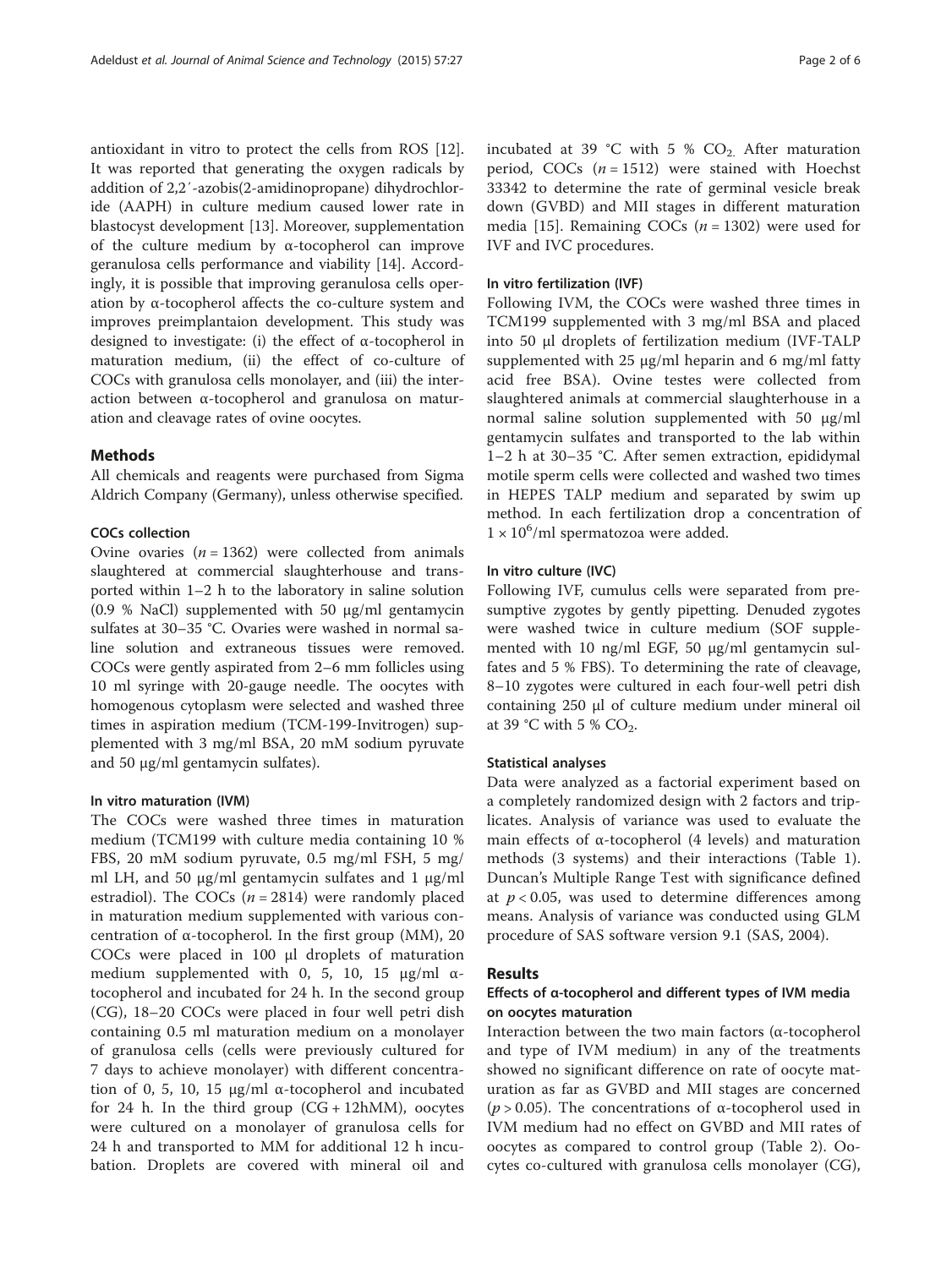antioxidant in vitro to protect the cells from ROS [12]. It was reported that generating the oxygen radicals by addition of 2,2′-azobis(2-amidinopropane) dihydrochloride (AAPH) in culture medium caused lower rate in blastocyst development [13]. Moreover, supplementation of the culture medium by α-tocopherol can improve geranulosa cells performance and viability [14]. Accordingly, it is possible that improving geranulosa cells operation by α-tocopherol affects the co-culture system and improves preimplantaion development. This study was designed to investigate: (i) the effect of α-tocopherol in maturation medium, (ii) the effect of co-culture of COCs with granulosa cells monolayer, and (iii) the interaction between α-tocopherol and granulosa on maturation and cleavage rates of ovine oocytes.

## Methods

All chemicals and reagents were purchased from Sigma Aldrich Company (Germany), unless otherwise specified.

### COCs collection

Ovine ovaries ($n = 1362$) were collected from animals slaughtered at commercial slaughterhouse and transported within 1–2 h to the laboratory in saline solution (0.9 % NaCl) supplemented with 50 μg/ml gentamycin sulfates at 30–35 °C. Ovaries were washed in normal saline solution and extraneous tissues were removed. COCs were gently aspirated from 2–6 mm follicles using 10 ml syringe with 20-gauge needle. The oocytes with homogenous cytoplasm were selected and washed three times in aspiration medium (TCM-199-Invitrogen) supplemented with 3 mg/ml BSA, 20 mM sodium pyruvate and 50 μg/ml gentamycin sulfates).

### In vitro maturation (IVM)

The COCs were washed three times in maturation medium (TCM199 with culture media containing 10 % FBS, 20 mM sodium pyruvate, 0.5 mg/ml FSH, 5 mg/ml LH, and 50 μg/ml gentamycin sulfates and 1 μg/ml estradiol). The COCs ($n = 2814$) were randomly placed in maturation medium supplemented with various concentration of α-tocopherol. In the first group (MM), 20 COCs were placed in 100 μl droplets of maturation medium supplemented with 0, 5, 10, 15 μg/ml α-tocopherol and incubated for 24 h. In the second group (CG), 18–20 COCs were placed in four well petri dish containing 0.5 ml maturation medium on a monolayer of granulosa cells (cells were previously cultured for 7 days to achieve monolayer) with different concentration of 0, 5, 10, 15 μg/ml α-tocopherol and incubated for 24 h. In the third group (CG + 12hMM), oocytes were cultured on a monolayer of granulosa cells for 24 h and transported to MM for additional 12 h incubation. Droplets are covered with mineral oil and incubated at 39 °C with 5 % $CO_2$. After maturation period, COCs ($n = 1512$) were stained with Hoechst 33342 to determine the rate of germinal vesicle break down (GVBD) and MII stages in different maturation media [15]. Remaining COCs ($n = 1302$) were used for IVF and IVC procedures.

### In vitro fertilization (IVF)

Following IVM, the COCs were washed three times in TCM199 supplemented with 3 mg/ml BSA and placed into 50 μl droplets of fertilization medium (IVF-TALP supplemented with 25 μg/ml heparin and 6 mg/ml fatty acid free BSA). Ovine testes were collected from slaughtered animals at commercial slaughterhouse in a normal saline solution supplemented with 50 μg/ml gentamycin sulfates and transported to the lab within 1–2 h at 30–35 °C. After semen extraction, epididymal motile sperm cells were collected and washed two times in HEPES TALP medium and separated by swim up method. In each fertilization drop a concentration of $1 \times 10^6$/ml spermatozoa were added.

### In vitro culture (IVC)

Following IVF, cumulus cells were separated from presumptive zygotes by gently pipetting. Denuded zygotes were washed twice in culture medium (SOF supplemented with 10 ng/ml EGF, 50 μg/ml gentamycin sulfates and 5 % FBS). To determining the rate of cleavage, 8–10 zygotes were cultured in each four-well petri dish containing 250 μl of culture medium under mineral oil at 39 °C with 5 % $CO_2$.

### Statistical analyses

Data were analyzed as a factorial experiment based on a completely randomized design with 2 factors and triplicates. Analysis of variance was used to evaluate the main effects of α-tocopherol (4 levels) and maturation methods (3 systems) and their interactions (Table 1). Duncan's Multiple Range Test with significance defined at $p < 0.05$, was used to determine differences among means. Analysis of variance was conducted using GLM procedure of SAS software version 9.1 (SAS, 2004).

## Results

### Effects of α-tocopherol and different types of IVM media on oocytes maturation

Interaction between the two main factors (α-tocopherol and type of IVM medium) in any of the treatments showed no significant difference on rate of oocyte maturation as far as GVBD and MII stages are concerned ($p > 0.05$). The concentrations of α-tocopherol used in IVM medium had no effect on GVBD and MII rates of oocytes as compared to control group (Table 2). Oocytes co-cultured with granulosa cells monolayer (CG),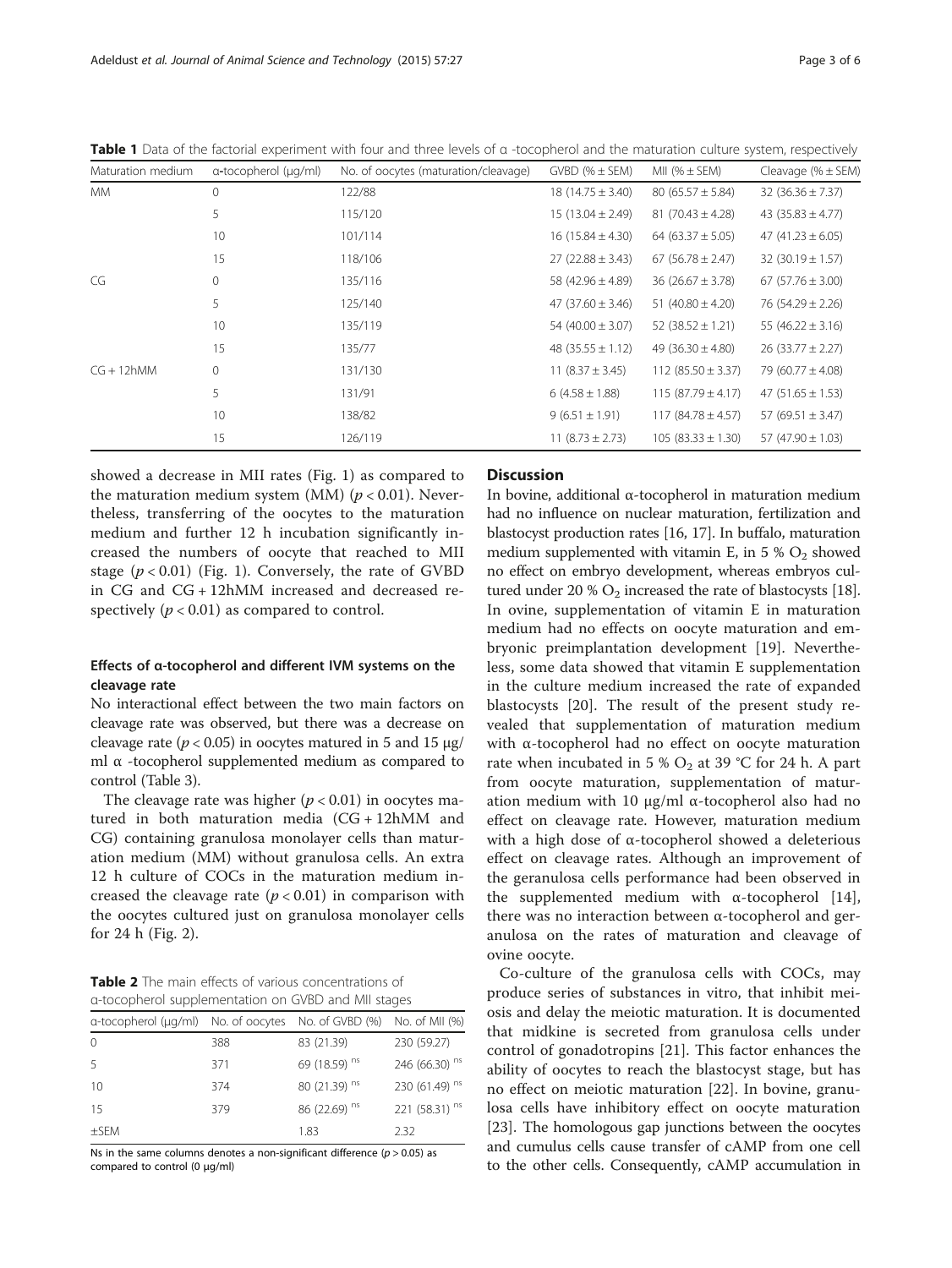**Table 1** Data of the factorial experiment with four and three levels of α -tocopherol and the maturation culture system, respectively

| Maturation medium | α-tocopherol (μg/ml) | No. of oocytes (maturation/cleavage) | GVBD (% ± SEM) | MII (% ± SEM) | Cleavage (% ± SEM) |
|---|---|---|---|---|---|
| MM | 0 | 122/88 | 18 (14.75 ± 3.40) | 80 (65.57 ± 5.84) | 32 (36.36 ± 7.37) |
| | 5 | 115/120 | 15 (13.04 ± 2.49) | 81 (70.43 ± 4.28) | 43 (35.83 ± 4.77) |
| | 10 | 101/114 | 16 (15.84 ± 4.30) | 64 (63.37 ± 5.05) | 47 (41.23 ± 6.05) |
| | 15 | 118/106 | 27 (22.88 ± 3.43) | 67 (56.78 ± 2.47) | 32 (30.19 ± 1.57) |
| CG | 0 | 135/116 | 58 (42.96 ± 4.89) | 36 (26.67 ± 3.78) | 67 (57.76 ± 3.00) |
| | 5 | 125/140 | 47 (37.60 ± 3.46) | 51 (40.80 ± 4.20) | 76 (54.29 ± 2.26) |
| | 10 | 135/119 | 54 (40.00 ± 3.07) | 52 (38.52 ± 1.21) | 55 (46.22 ± 3.16) |
| | 15 | 135/77 | 48 (35.55 ± 1.12) | 49 (36.30 ± 4.80) | 26 (33.77 ± 2.27) |
| CG + 12hMM | 0 | 131/130 | 11 (8.37 ± 3.45) | 112 (85.50 ± 3.37) | 79 (60.77 ± 4.08) |
| | 5 | 131/91 | 6 (4.58 ± 1.88) | 115 (87.79 ± 4.17) | 47 (51.65 ± 1.53) |
| | 10 | 138/82 | 9 (6.51 ± 1.91) | 117 (84.78 ± 4.57) | 57 (69.51 ± 3.47) |
| | 15 | 126/119 | 11 (8.73 ± 2.73) | 105 (83.33 ± 1.30) | 57 (47.90 ± 1.03) |

showed a decrease in MII rates (Fig. 1) as compared to the maturation medium system (MM) ($p < 0.01$). Nevertheless, transferring of the oocytes to the maturation medium and further 12 h incubation significantly increased the numbers of oocyte that reached to MII stage ($p < 0.01$) (Fig. 1). Conversely, the rate of GVBD in CG and CG + 12hMM increased and decreased respectively ($p < 0.01$) as compared to control.

### Effects of α-tocopherol and different IVM systems on the cleavage rate

No interactional effect between the two main factors on cleavage rate was observed, but there was a decrease on cleavage rate ($p < 0.05$) in oocytes matured in 5 and 15 μg/ml α -tocopherol supplemented medium as compared to control (Table 3).

The cleavage rate was higher ($p < 0.01$) in oocytes matured in both maturation media (CG + 12hMM and CG) containing granulosa monolayer cells than maturation medium (MM) without granulosa cells. An extra 12 h culture of COCs in the maturation medium increased the cleavage rate ($p < 0.01$) in comparison with the oocytes cultured just on granulosa monolayer cells for 24 h (Fig. 2).

**Table 2** The main effects of various concentrations of α-tocopherol supplementation on GVBD and MII stages

| α-tocopherol (μg/ml) | No. of oocytes | No. of GVBD (%) | No. of MII (%) |
|---|---|---|---|
| 0 | 388 | 83 (21.39) | 230 (59.27) |
| 5 | 371 | 69 (18.59) ns | 246 (66.30) ns |
| 10 | 374 | 80 (21.39) ns | 230 (61.49) ns |
| 15 | 379 | 86 (22.69) ns | 221 (58.31) ns |
| ±SEM | | 1.83 | 2.32 |

Ns in the same columns denotes a non-significant difference ($p > 0.05$) as compared to control (0 μg/ml)

## Discussion

In bovine, additional α-tocopherol in maturation medium had no influence on nuclear maturation, fertilization and blastocyst production rates [16, 17]. In buffalo, maturation medium supplemented with vitamin E, in 5 % $O_2$ showed no effect on embryo development, whereas embryos cultured under 20 % $O_2$ increased the rate of blastocysts [18]. In ovine, supplementation of vitamin E in maturation medium had no effects on oocyte maturation and embryonic preimplantation development [19]. Nevertheless, some data showed that vitamin E supplementation in the culture medium increased the rate of expanded blastocysts [20]. The result of the present study revealed that supplementation of maturation medium with α-tocopherol had no effect on oocyte maturation rate when incubated in 5 % $O_2$ at 39 °C for 24 h. A part from oocyte maturation, supplementation of maturation medium with 10 μg/ml α-tocopherol also had no effect on cleavage rate. However, maturation medium with a high dose of α-tocopherol showed a deleterious effect on cleavage rates. Although an improvement of the geranulosa cells performance had been observed in the supplemented medium with α-tocopherol [14], there was no interaction between α-tocopherol and geranulosa on the rates of maturation and cleavage of ovine oocyte.

Co-culture of the granulosa cells with COCs, may produce series of substances in vitro, that inhibit meiosis and delay the meiotic maturation. It is documented that midkine is secreted from granulosa cells under control of gonadotropins [21]. This factor enhances the ability of oocytes to reach the blastocyst stage, but has no effect on meiotic maturation [22]. In bovine, granulosa cells have inhibitory effect on oocyte maturation [23]. The homologous gap junctions between the oocytes and cumulus cells cause transfer of cAMP from one cell to the other cells. Consequently, cAMP accumulation in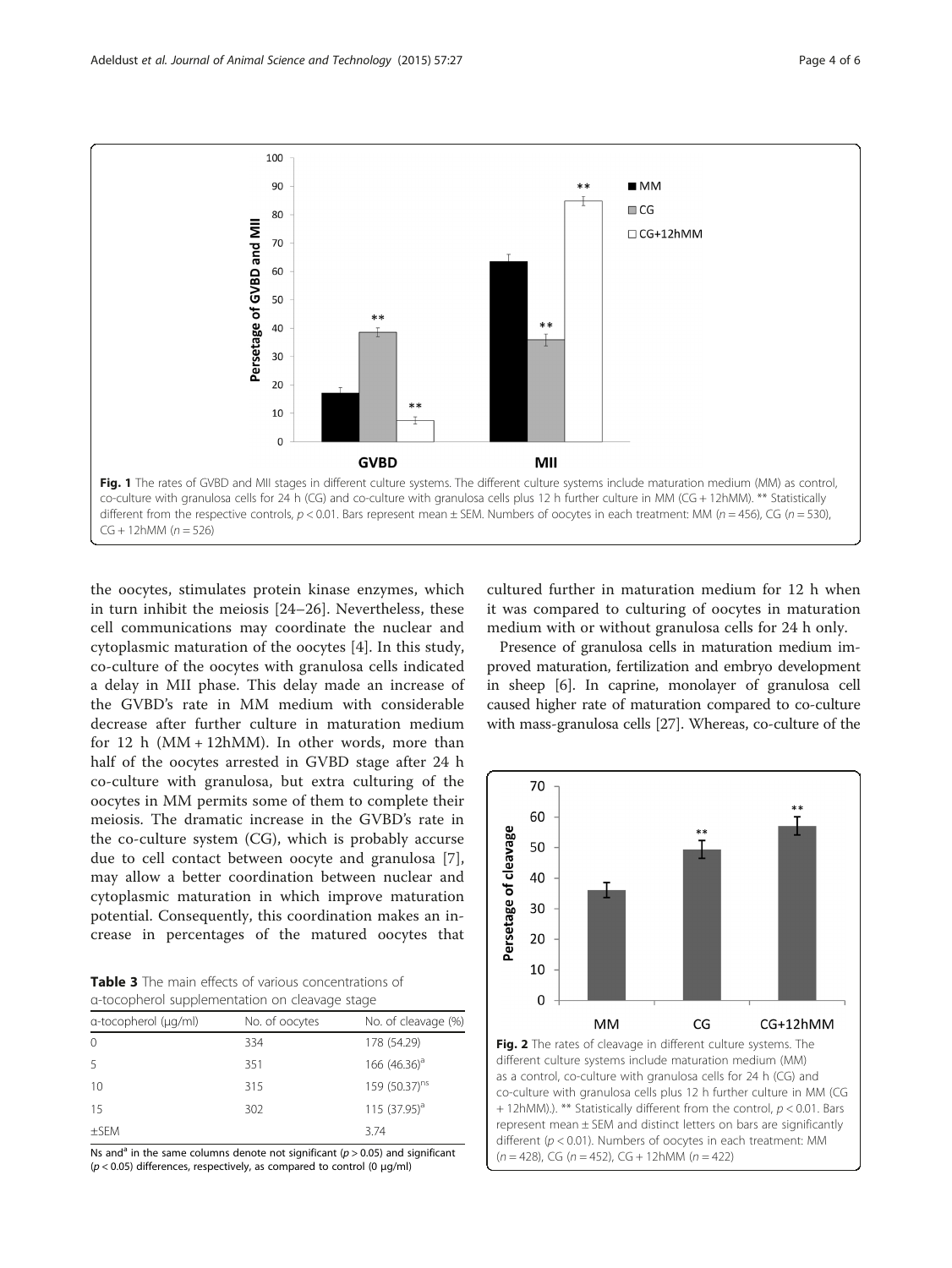Fig. 1 The rates of GVBD and MII stages in different culture systems. The different culture systems include maturation medium (MM) as control, co-culture with granulosa cells for 24 h (CG) and co-culture with granulosa cells plus 12 h further culture in MM (CG + 12hMM). ** Statistically different from the respective controls, $p < 0.01$. Bars represent mean ± SEM. Numbers of oocytes in each treatment: MM ($n = 456$), CG ($n = 530$), CG + 12hMM ($n = 526$)

the oocytes, stimulates protein kinase enzymes, which in turn inhibit the meiosis [24–26]. Nevertheless, these cell communications may coordinate the nuclear and cytoplasmic maturation of the oocytes [4]. In this study, co-culture of the oocytes with granulosa cells indicated a delay in MII phase. This delay made an increase of the GVBD's rate in MM medium with considerable decrease after further culture in maturation medium for 12 h (MM + 12hMM). In other words, more than half of the oocytes arrested in GVBD stage after 24 h co-culture with granulosa, but extra culturing of the oocytes in MM permits some of them to complete their meiosis. The dramatic increase in the GVBD's rate in the co-culture system (CG), which is probably accurse due to cell contact between oocyte and granulosa [7], may allow a better coordination between nuclear and cytoplasmic maturation in which improve maturation potential. Consequently, this coordination makes an increase in percentages of the matured oocytes that cultured further in maturation medium for 12 h when it was compared to culturing of oocytes in maturation medium with or without granulosa cells for 24 h only.

Presence of granulosa cells in maturation medium improved maturation, fertilization and embryo development in sheep [6]. In caprine, monolayer of granulosa cell caused higher rate of maturation compared to co-culture with mass-granulosa cells [27]. Whereas, co-culture of the

**Table 3** The main effects of various concentrations of α-tocopherol supplementation on cleavage stage

| α-tocopherol (μg/ml) | No. of oocytes | No. of cleavage (%) |
|---|---|---|
| 0 | 334 | 178 (54.29) |
| 5 | 351 | 166 (46.36)[a] |
| 10 | 315 | 159 (50.37)[ns] |
| 15 | 302 | 115 (37.95)[a] |
| ±SEM | | 3.74 |

Ns and[a] in the same columns denote not significant ($p > 0.05$) and significant ($p < 0.05$) differences, respectively, as compared to control (0 μg/ml)

Fig. 2 The rates of cleavage in different culture systems. The different culture systems include maturation medium (MM) as a control, co-culture with granulosa cells for 24 h (CG) and co-culture with granulosa cells plus 12 h further culture in MM (CG + 12hMM).). ** Statistically different from the control, $p < 0.01$. Bars represent mean ± SEM and distinct letters on bars are significantly different ($p < 0.01$). Numbers of oocytes in each treatment: MM ($n = 428$), CG ($n = 452$), CG + 12hMM ($n = 422$)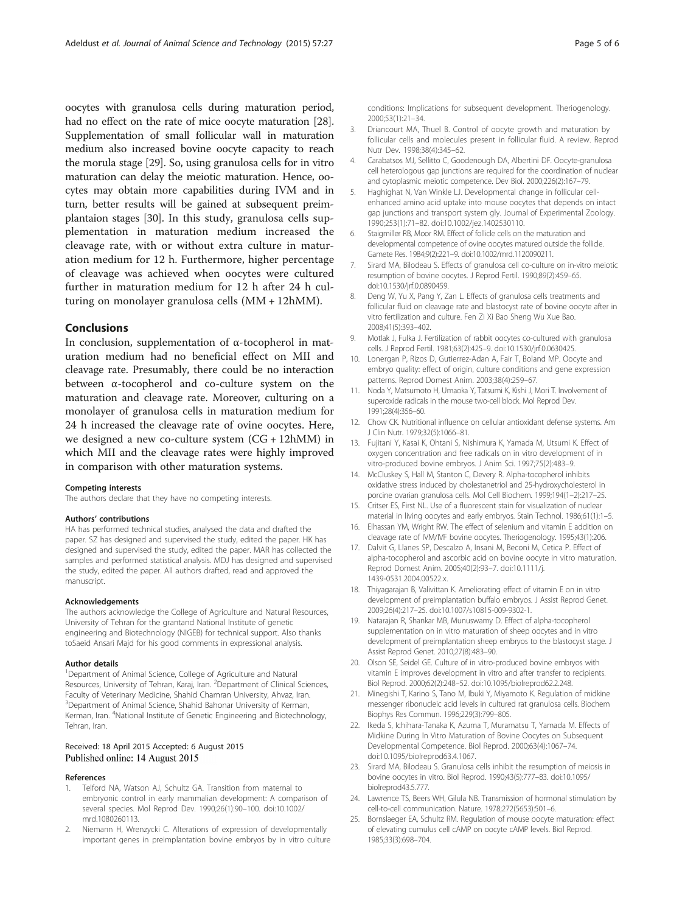oocytes with granulosa cells during maturation period, had no effect on the rate of mice oocyte maturation [28]. Supplementation of small follicular wall in maturation medium also increased bovine oocyte capacity to reach the morula stage [29]. So, using granulosa cells for in vitro maturation can delay the meiotic maturation. Hence, oocytes may obtain more capabilities during IVM and in turn, better results will be gained at subsequent preimplantaion stages [30]. In this study, granulosa cells supplementation in maturation medium increased the cleavage rate, with or without extra culture in maturation medium for 12 h. Furthermore, higher percentage of cleavage was achieved when oocytes were cultured further in maturation medium for 12 h after 24 h culturing on monolayer granulosa cells (MM + 12hMM).

## Conclusions

In conclusion, supplementation of α-tocopherol in maturation medium had no beneficial effect on MII and cleavage rate. Presumably, there could be no interaction between α-tocopherol and co-culture system on the maturation and cleavage rate. Moreover, culturing on a monolayer of granulosa cells in maturation medium for 24 h increased the cleavage rate of ovine oocytes. Here, we designed a new co-culture system (CG + 12hMM) in which MII and the cleavage rates were highly improved in comparison with other maturation systems.

#### Competing interests

The authors declare that they have no competing interests.

#### Authors' contributions

HA has performed technical studies, analysed the data and drafted the paper. SZ has designed and supervised the study, edited the paper. HK has designed and supervised the study, edited the paper. MAR has collected the samples and performed statistical analysis. MDJ has designed and supervised the study, edited the paper. All authors drafted, read and approved the manuscript.

#### Acknowledgements

The authors acknowledge the College of Agriculture and Natural Resources, University of Tehran for the grantand National Institute of genetic engineering and Biotechnology (NIGEB) for technical support. Also thanks toSaeid Ansari Majd for his good comments in expressional analysis.

#### Author details

[1]Department of Animal Science, College of Agriculture and Natural Resources, University of Tehran, Karaj, Iran. [2]Department of Clinical Sciences, Faculty of Veterinary Medicine, Shahid Chamran University, Ahvaz, Iran. [3]Department of Animal Science, Shahid Bahonar University of Kerman, Kerman, Iran. [4]National Institute of Genetic Engineering and Biotechnology, Tehran, Iran.

Received: 18 April 2015 Accepted: 6 August 2015
Published online: 14 August 2015

#### References

1. Telford NA, Watson AJ, Schultz GA. Transition from maternal to embryonic control in early mammalian development: A comparison of several species. Mol Reprod Dev. 1990;26(1):90–100. doi:10.1002/mrd.1080260113.
2. Niemann H, Wrenzycki C. Alterations of expression of developmentally important genes in preimplantation bovine embryos by in vitro culture conditions: Implications for subsequent development. Theriogenology. 2000;53(1):21–34.
3. Driancourt MA, Thuel B. Control of oocyte growth and maturation by follicular cells and molecules present in follicular fluid. A review. Reprod Nutr Dev. 1998;38(4):345–62.
4. Carabatsos MJ, Sellitto C, Goodenough DA, Albertini DF. Oocyte-granulosa cell heterologous gap junctions are required for the coordination of nuclear and cytoplasmic meiotic competence. Dev Biol. 2000;226(2):167–79.
5. Haghighat N, Van Winkle LJ. Developmental change in follicular cell-enhanced amino acid uptake into mouse oocytes that depends on intact gap junctions and transport system gly. Journal of Experimental Zoology. 1990;253(1):71–82. doi:10.1002/jez.1402530110.
6. Staigmiller RB, Moor RM. Effect of follicle cells on the maturation and developmental competence of ovine oocytes matured outside the follicle. Gamete Res. 1984;9(2):221–9. doi:10.1002/mrd.1120090211.
7. Sirard MA, Bilodeau S. Effects of granulosa cell co-culture on in-vitro meiotic resumption of bovine oocytes. J Reprod Fertil. 1990;89(2):459–65. doi:10.1530/jrf.0.0890459.
8. Deng W, Yu X, Pang Y, Zan L. Effects of granulosa cells treatments and follicular fluid on cleavage rate and blastocyst rate of bovine oocyte after in vitro fertilization and culture. Fen Zi Xi Bao Sheng Wu Xue Bao. 2008;41(5):393–402.
9. Motlak J, Fulka J. Fertilization of rabbit oocytes co-cultured with granulosa cells. J Reprod Fertil. 1981;63(2):425–9. doi:10.1530/jrf.0.0630425.
10. Lonergan P, Rizos D, Gutierrez-Adan A, Fair T, Boland MP. Oocyte and embryo quality: effect of origin, culture conditions and gene expression patterns. Reprod Domest Anim. 2003;38(4):259–67.
11. Noda Y, Matsumoto H, Umaoka Y, Tatsumi K, Kishi J, Mori T. Involvement of superoxide radicals in the mouse two-cell block. Mol Reprod Dev. 1991;28(4):356–60.
12. Chow CK. Nutritional influence on cellular antioxidant defense systems. Am J Clin Nutr. 1979;32(5):1066–81.
13. Fujitani Y, Kasai K, Ohtani S, Nishimura K, Yamada M, Utsumi K. Effect of oxygen concentration and free radicals on in vitro development of in vitro-produced bovine embryos. J Anim Sci. 1997;75(2):483–9.
14. McCluskey S, Hall M, Stanton C, Devery R. Alpha-tocopherol inhibits oxidative stress induced by cholestanetriol and 25-hydroxycholesterol in porcine ovarian granulosa cells. Mol Cell Biochem. 1999;194(1–2):217–25.
15. Critser ES, First NL. Use of a fluorescent stain for visualization of nuclear material in living oocytes and early embryos. Stain Technol. 1986;61(1):1–5.
16. Elhassan YM, Wright RW. The effect of selenium and vitamin E addition on cleavage rate of IVM/IVF bovine oocytes. Theriogenology. 1995;43(1):206.
17. Dalvit G, Llanes SP, Descalzo A, Insani M, Beconi M, Cetica P. Effect of alpha-tocopherol and ascorbic acid on bovine oocyte in vitro maturation. Reprod Domest Anim. 2005;40(2):93–7. doi:10.1111/j.1439-0531.2004.00522.x.
18. Thiyagarajan B, Valivittan K. Ameliorating effect of vitamin E on in vitro development of preimplantation buffalo embryos. J Assist Reprod Genet. 2009;26(4):217–25. doi:10.1007/s10815-009-9302-1.
19. Natarajan R, Shankar MB, Munuswamy D. Effect of alpha-tocopherol supplementation on in vitro maturation of sheep oocytes and in vitro development of preimplantation sheep embryos to the blastocyst stage. J Assist Reprod Genet. 2010;27(8):483–90.
20. Olson SE, Seidel GE. Culture of in vitro-produced bovine embryos with vitamin E improves development in vitro and after transfer to recipients. Biol Reprod. 2000;62(2):248–52. doi:10.1095/biolreprod62.2.248.
21. Minegishi T, Karino S, Tano M, Ibuki Y, Miyamoto K. Regulation of midkine messenger ribonucleic acid levels in cultured rat granulosa cells. Biochem Biophys Res Commun. 1996;229(3):799–805.
22. Ikeda S, Ichihara-Tanaka K, Azuma T, Muramatsu T, Yamada M. Effects of Midkine During In Vitro Maturation of Bovine Oocytes on Subsequent Developmental Competence. Biol Reprod. 2000;63(4):1067–74. doi:10.1095/biolreprod63.4.1067.
23. Sirard MA, Bilodeau S. Granulosa cells inhibit the resumption of meiosis in bovine oocytes in vitro. Biol Reprod. 1990;43(5):777–83. doi:10.1095/biolreprod43.5.777.
24. Lawrence TS, Beers WH, Gilula NB. Transmission of hormonal stimulation by cell-to-cell communication. Nature. 1978;272(5653):501–6.
25. Bornslaeger EA, Schultz RM. Regulation of mouse oocyte maturation: effect of elevating cumulus cell cAMP on oocyte cAMP levels. Biol Reprod. 1985;33(3):698–704.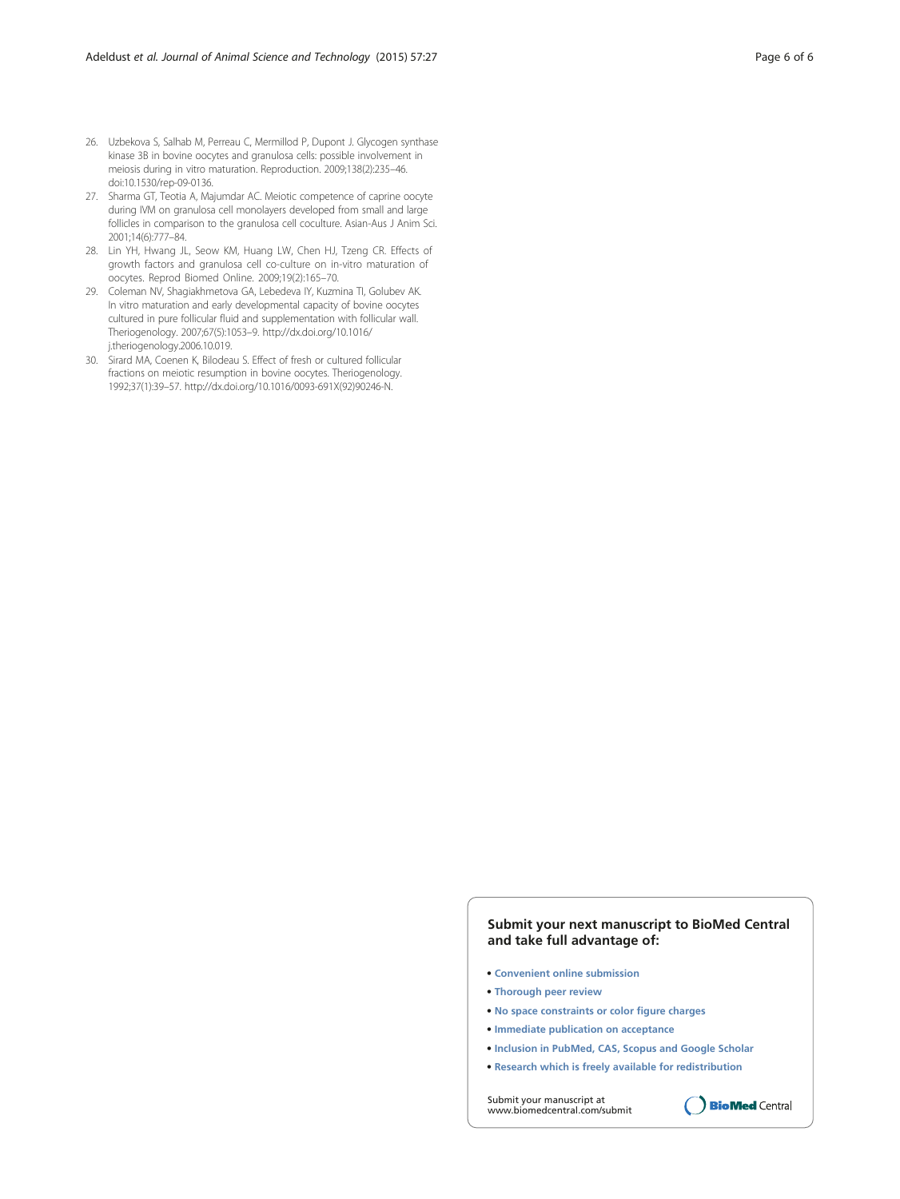26. Uzbekova S, Salhab M, Perreau C, Mermillod P, Dupont J. Glycogen synthase kinase 3B in bovine oocytes and granulosa cells: possible involvement in meiosis during in vitro maturation. Reproduction. 2009;138(2):235–46. doi:10.1530/rep-09-0136.
27. Sharma GT, Teotia A, Majumdar AC. Meiotic competence of caprine oocyte during IVM on granulosa cell monolayers developed from small and large follicles in comparison to the granulosa cell coculture. Asian-Aus J Anim Sci. 2001;14(6):777–84.
28. Lin YH, Hwang JL, Seow KM, Huang LW, Chen HJ, Tzeng CR. Effects of growth factors and granulosa cell co-culture on in-vitro maturation of oocytes. Reprod Biomed Online. 2009;19(2):165–70.
29. Coleman NV, Shagiakhmetova GA, Lebedeva IY, Kuzmina TI, Golubev AK. In vitro maturation and early developmental capacity of bovine oocytes cultured in pure follicular fluid and supplementation with follicular wall. Theriogenology. 2007;67(5):1053–9. http://dx.doi.org/10.1016/j.theriogenology.2006.10.019.
30. Sirard MA, Coenen K, Bilodeau S. Effect of fresh or cultured follicular fractions on meiotic resumption in bovine oocytes. Theriogenology. 1992;37(1):39–57. http://dx.doi.org/10.1016/0093-691X(92)90246-N.

**Submit your next manuscript to BioMed Central and take full advantage of:**

- **Convenient online submission**
- **Thorough peer review**
- **No space constraints or color figure charges**
- **Immediate publication on acceptance**
- **Inclusion in PubMed, CAS, Scopus and Google Scholar**
- **Research which is freely available for redistribution**

Submit your manuscript at
www.biomedcentral.com/submit

BioMed Central